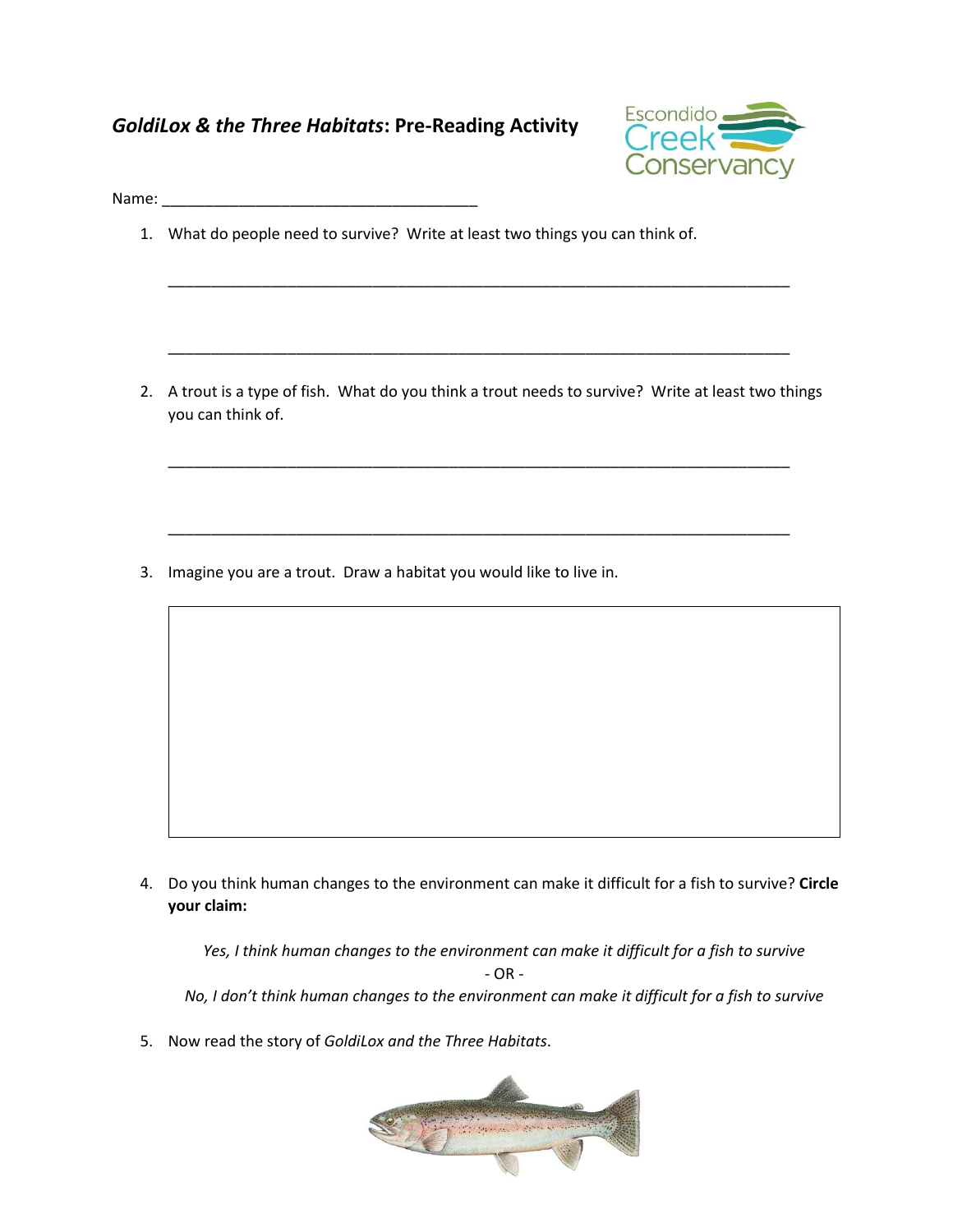# *GoldiLox & the Three Habitats*: Pre-Reading Activity

Escondido Creek Conservancy

Name: ____________________________________

1. What do people need to survive? Write at least two things you can think of.

   ______________________________________________________________________

   ______________________________________________________________________

2. A trout is a type of fish. What do you think a trout needs to survive? Write at least two things you can think of.

   ______________________________________________________________________

   ______________________________________________________________________

3. Imagine you are a trout. Draw a habitat you would like to live in.

4. Do you think human changes to the environment can make it difficult for a fish to survive? **Circle your claim:**

   *Yes, I think human changes to the environment can make it difficult for a fish to survive*

   \- OR -

   *No, I don't think human changes to the environment can make it difficult for a fish to survive*

5. Now read the story of *GoldiLox and the Three Habitats*.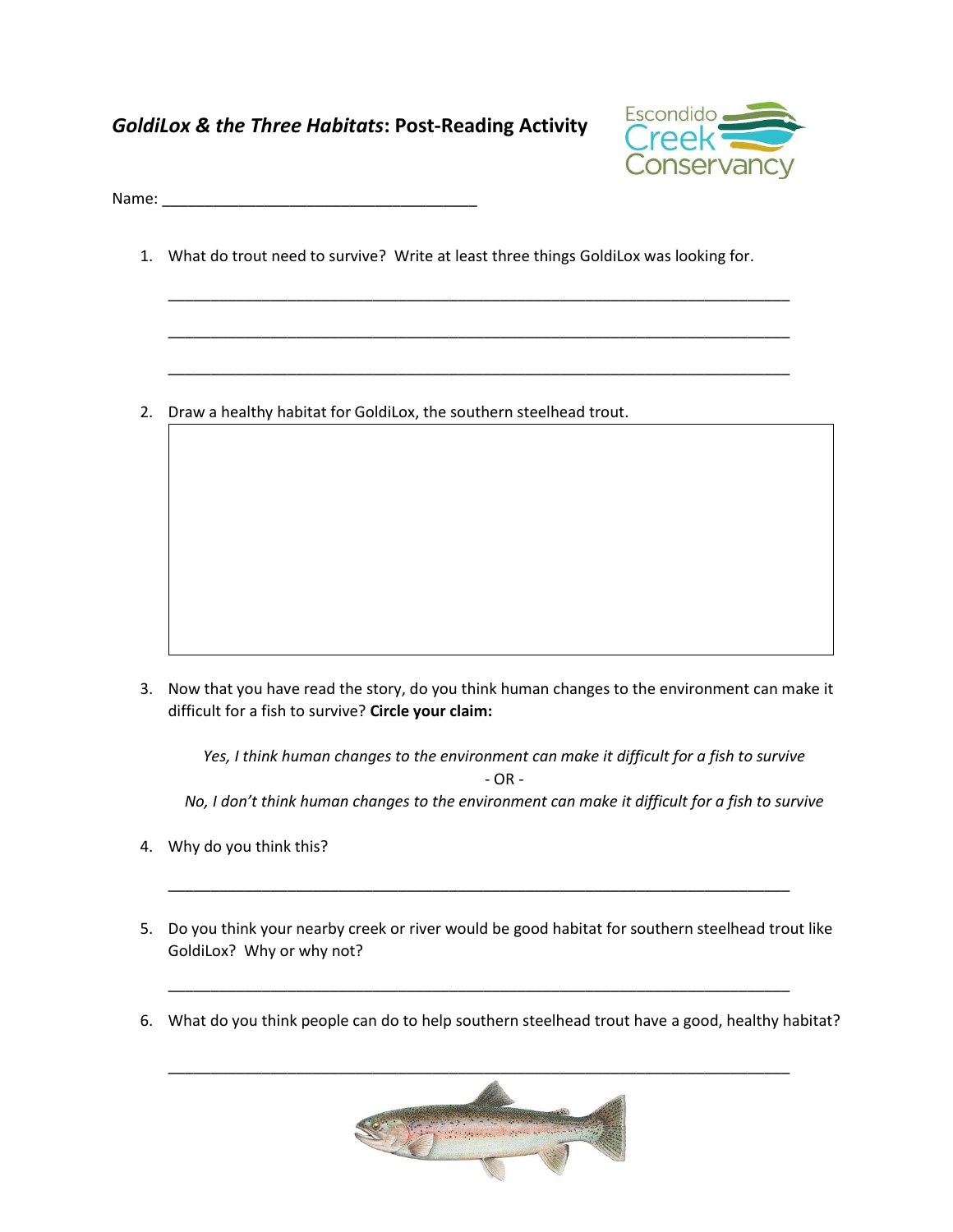# *GoldiLox & the Three Habitats*: Post-Reading Activity

Escondido Creek Conservancy

Name: ____________________________________

1. What do trout need to survive? Write at least three things GoldiLox was looking for.

   ______________________________________________________________________

   ______________________________________________________________________

   ______________________________________________________________________

2. Draw a healthy habitat for GoldiLox, the southern steelhead trout.

3. Now that you have read the story, do you think human changes to the environment can make it difficult for a fish to survive? **Circle your claim:**

   *Yes, I think human changes to the environment can make it difficult for a fish to survive*

   \- OR -

   *No, I don't think human changes to the environment can make it difficult for a fish to survive*

4. Why do you think this?

   ______________________________________________________________________

5. Do you think your nearby creek or river would be good habitat for southern steelhead trout like GoldiLox? Why or why not?

   ______________________________________________________________________

6. What do you think people can do to help southern steelhead trout have a good, healthy habitat?

   ______________________________________________________________________